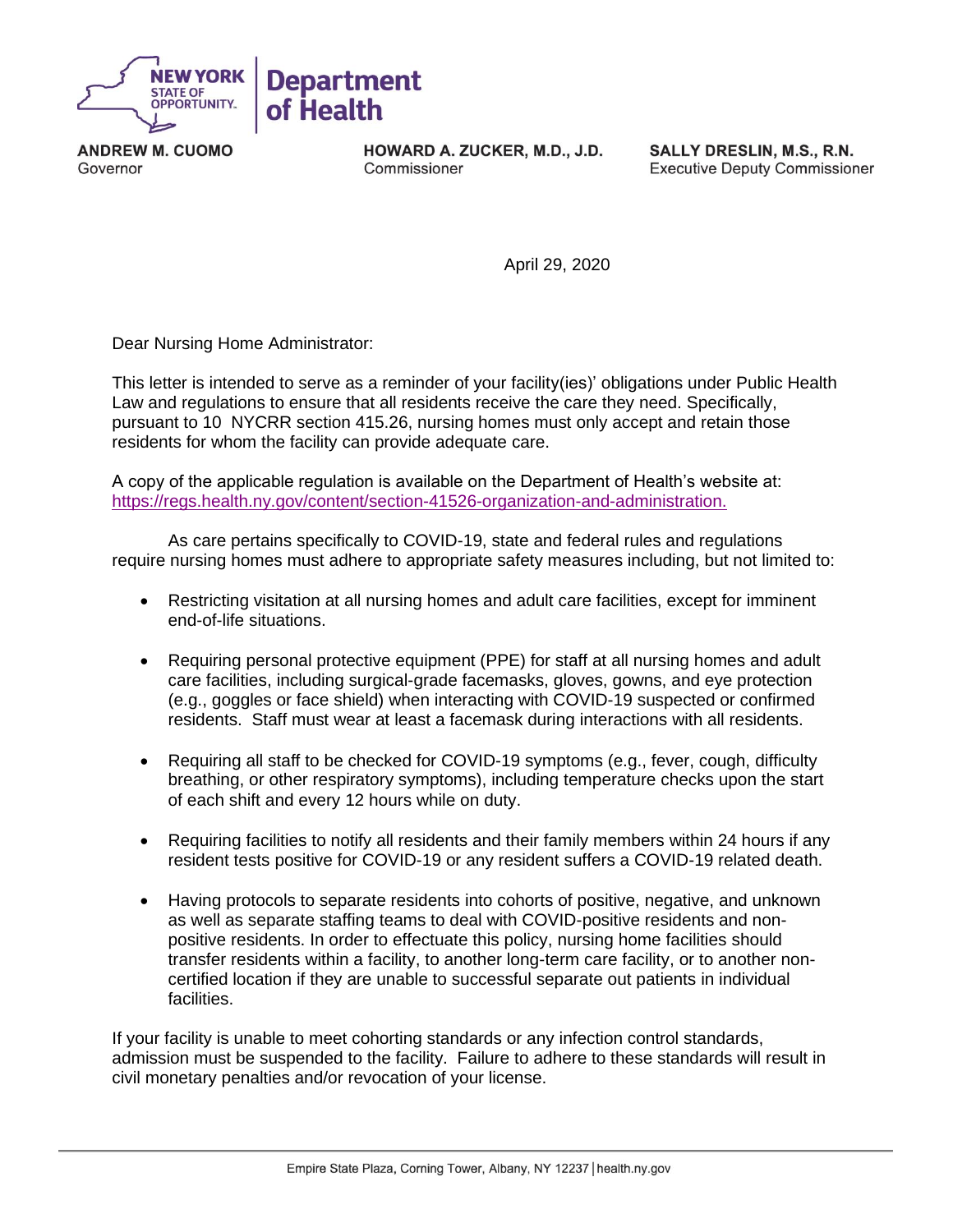**NEW YORK STATE OF OPPORTUNITY.** | **Department of Health**

**ANDREW M. CUOMO**
Governor

**HOWARD A. ZUCKER, M.D., J.D.**
Commissioner

**SALLY DRESLIN, M.S., R.N.**
Executive Deputy Commissioner

April 29, 2020

Dear Nursing Home Administrator:

This letter is intended to serve as a reminder of your facility(ies)' obligations under Public Health Law and regulations to ensure that all residents receive the care they need. Specifically, pursuant to 10 NYCRR section 415.26, nursing homes must only accept and retain those residents for whom the facility can provide adequate care.

A copy of the applicable regulation is available on the Department of Health's website at: https://regs.health.ny.gov/content/section-41526-organization-and-administration.

As care pertains specifically to COVID-19, state and federal rules and regulations require nursing homes must adhere to appropriate safety measures including, but not limited to:

- Restricting visitation at all nursing homes and adult care facilities, except for imminent end-of-life situations.
- Requiring personal protective equipment (PPE) for staff at all nursing homes and adult care facilities, including surgical-grade facemasks, gloves, gowns, and eye protection (e.g., goggles or face shield) when interacting with COVID-19 suspected or confirmed residents. Staff must wear at least a facemask during interactions with all residents.
- Requiring all staff to be checked for COVID-19 symptoms (e.g., fever, cough, difficulty breathing, or other respiratory symptoms), including temperature checks upon the start of each shift and every 12 hours while on duty.
- Requiring facilities to notify all residents and their family members within 24 hours if any resident tests positive for COVID-19 or any resident suffers a COVID-19 related death.
- Having protocols to separate residents into cohorts of positive, negative, and unknown as well as separate staffing teams to deal with COVID-positive residents and non-positive residents. In order to effectuate this policy, nursing home facilities should transfer residents within a facility, to another long-term care facility, or to another non-certified location if they are unable to successful separate out patients in individual facilities.

If your facility is unable to meet cohorting standards or any infection control standards, admission must be suspended to the facility. Failure to adhere to these standards will result in civil monetary penalties and/or revocation of your license.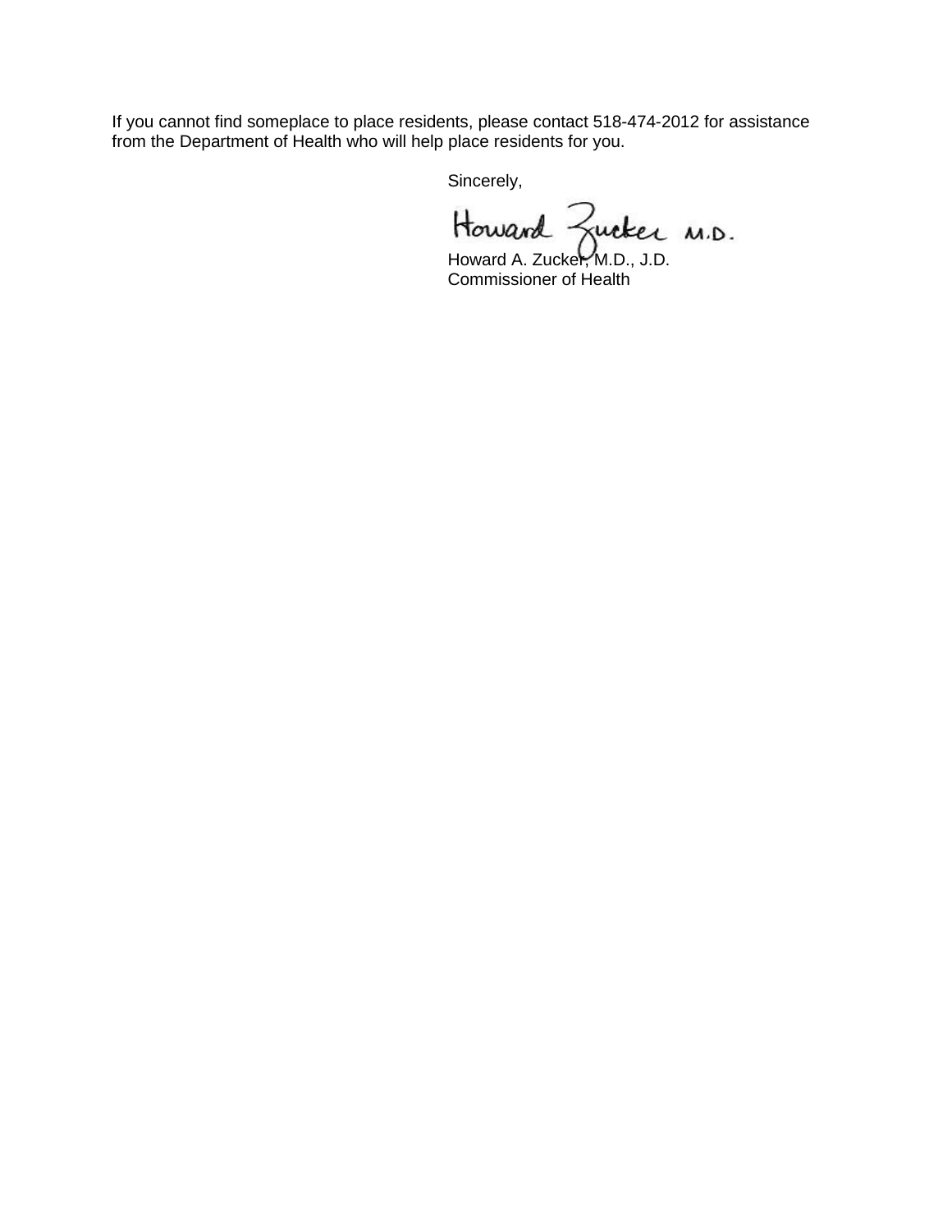If you cannot find someplace to place residents, please contact 518-474-2012 for assistance from the Department of Health who will help place residents for you.

Sincerely,

Howard Zucker M.D.

Howard A. Zucker, M.D., J.D.
Commissioner of Health